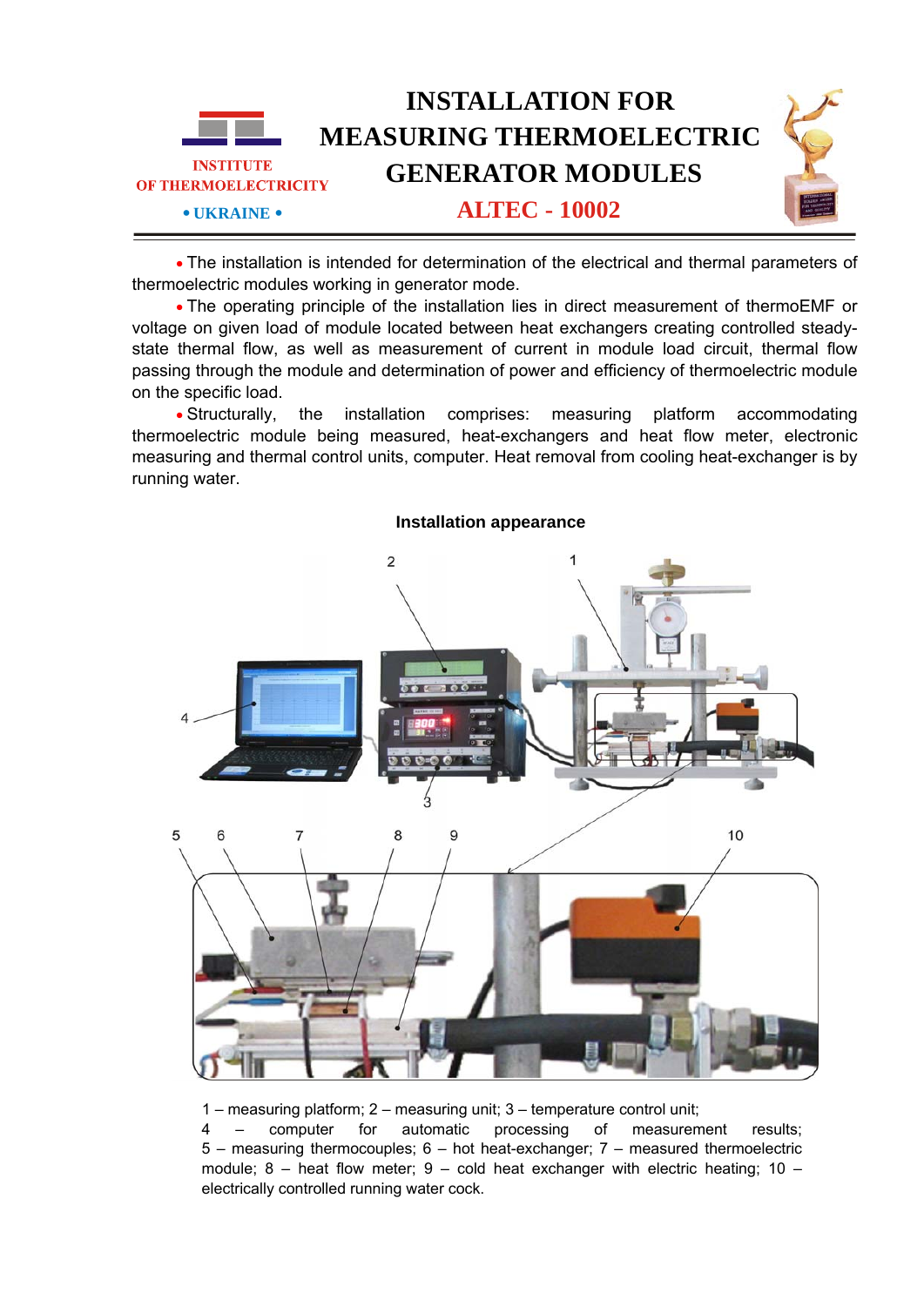INSTITUTE OF THERMOELECTRICITY

• UKRAINE •

# INSTALLATION FOR MEASURING THERMOELECTRIC GENERATOR MODULES

## ALTEC - 10002

- The installation is intended for determination of the electrical and thermal parameters of thermoelectric modules working in generator mode.
- The operating principle of the installation lies in direct measurement of thermoEMF or voltage on given load of module located between heat exchangers creating controlled steady-state thermal flow, as well as measurement of current in module load circuit, thermal flow passing through the module and determination of power and efficiency of thermoelectric module on the specific load.
- Structurally, the installation comprises: measuring platform accommodating thermoelectric module being measured, heat-exchangers and heat flow meter, electronic measuring and thermal control units, computer. Heat removal from cooling heat-exchanger is by running water.

**Installation appearance**

1 – measuring platform; 2 – measuring unit; 3 – temperature control unit; 4 – computer for automatic processing of measurement results; 5 – measuring thermocouples; 6 – hot heat-exchanger; 7 – measured thermoelectric module; 8 – heat flow meter; 9 – cold heat exchanger with electric heating; 10 – electrically controlled running water cock.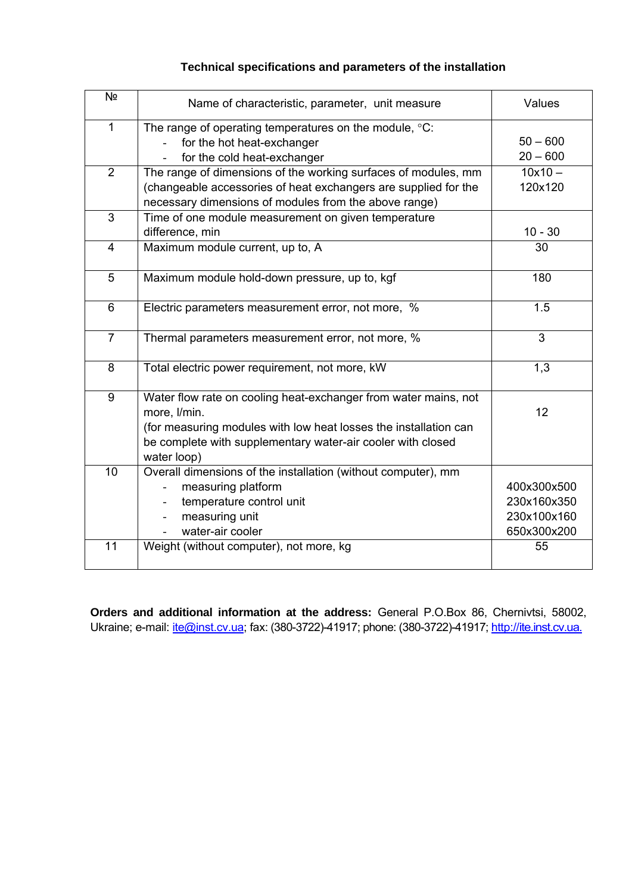**Technical specifications and parameters of the installation**

| № | Name of characteristic, parameter, unit measure | Values |
|---|---|---|
| 1 | The range of operating temperatures on the module, °C:<br>- for the hot heat-exchanger<br>- for the cold heat-exchanger | <br>50 – 600<br>20 – 600 |
| 2 | The range of dimensions of the working surfaces of modules, mm (changeable accessories of heat exchangers are supplied for the necessary dimensions of modules from the above range) | 10x10 – 120x120 |
| 3 | Time of one module measurement on given temperature difference, min | 10 - 30 |
| 4 | Maximum module current, up to, A | 30 |
| 5 | Maximum module hold-down pressure, up to, kgf | 180 |
| 6 | Electric parameters measurement error, not more, % | 1.5 |
| 7 | Thermal parameters measurement error, not more, % | 3 |
| 8 | Total electric power requirement, not more, kW | 1,3 |
| 9 | Water flow rate on cooling heat-exchanger from water mains, not more, l/min.<br>(for measuring modules with low heat losses the installation can be complete with supplementary water-air cooler with closed water loop) | 12 |
| 10 | Overall dimensions of the installation (without computer), mm<br>- measuring platform<br>- temperature control unit<br>- measuring unit<br>- water-air cooler | <br>400x300x500<br>230x160x350<br>230x100x160<br>650x300x200 |
| 11 | Weight (without computer), not more, kg | 55 |

**Orders and additional information at the address:** General P.O.Box 86, Chernivtsi, 58002, Ukraine; e-mail: ite@inst.cv.ua; fax: (380-3722)-41917; phone: (380-3722)-41917; http://ite.inst.cv.ua.